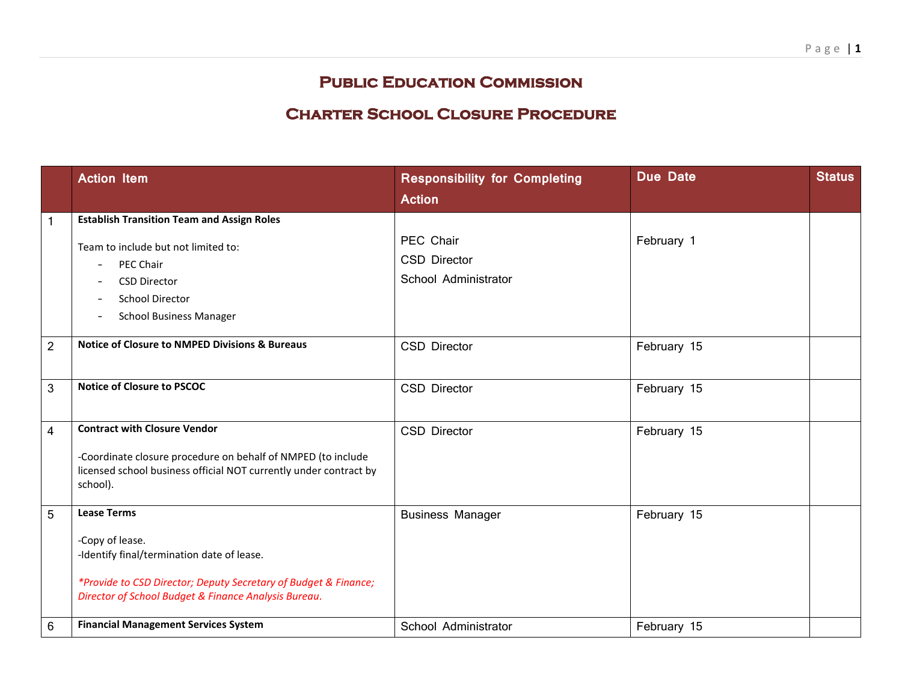# Public Education Commission

## Charter School Closure Procedure

| | Action Item | Responsibility for Completing Action | Due Date | Status |
|---|---|---|---|---|
| 1 | **Establish Transition Team and Assign Roles**<br><br>Team to include but not limited to:<br>- PEC Chair<br>- CSD Director<br>- School Director<br>- School Business Manager | PEC Chair<br>CSD Director<br>School Administrator | February 1 | |
| 2 | **Notice of Closure to NMPED Divisions & Bureaus** | CSD Director | February 15 | |
| 3 | **Notice of Closure to PSCOC** | CSD Director | February 15 | |
| 4 | **Contract with Closure Vendor**<br><br>-Coordinate closure procedure on behalf of NMPED (to include licensed school business official NOT currently under contract by school). | CSD Director | February 15 | |
| 5 | **Lease Terms**<br><br>-Copy of lease.<br>-Identify final/termination date of lease.<br><br>*\*Provide to CSD Director; Deputy Secretary of Budget & Finance; Director of School Budget & Finance Analysis Bureau.* | Business Manager | February 15 | |
| 6 | **Financial Management Services System** | School Administrator | February 15 | |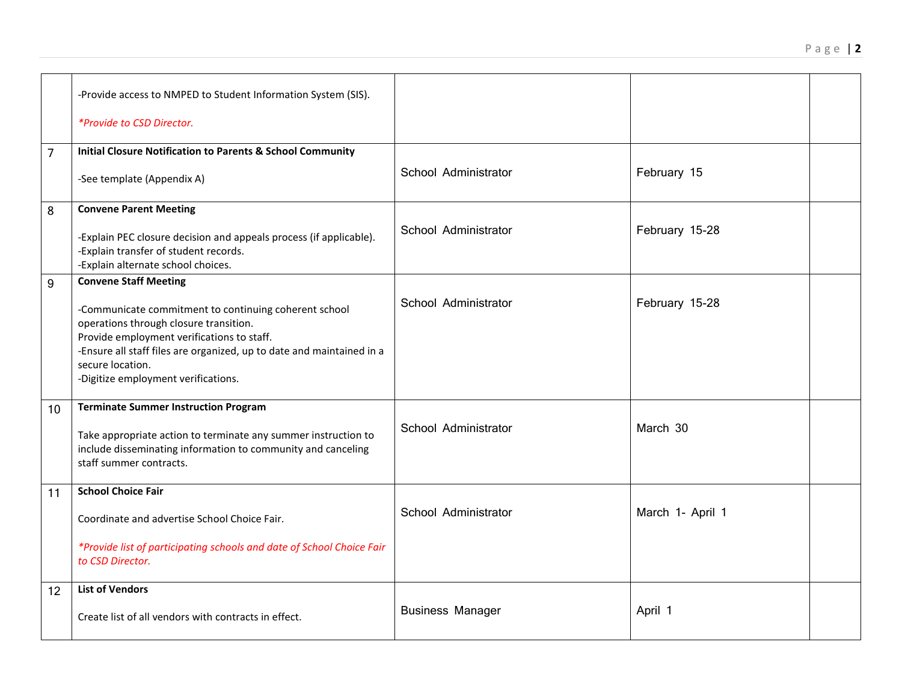| | | | | |
|---|---|---|---|---|
| | -Provide access to NMPED to Student Information System (SIS).<br><br>*\*Provide to CSD Director.* | | | |
| 7 | **Initial Closure Notification to Parents & School Community**<br><br>-See template (Appendix A) | School Administrator | February 15 | |
| 8 | **Convene Parent Meeting**<br><br>-Explain PEC closure decision and appeals process (if applicable).<br>-Explain transfer of student records.<br>-Explain alternate school choices. | School Administrator | February 15-28 | |
| 9 | **Convene Staff Meeting**<br><br>-Communicate commitment to continuing coherent school operations through closure transition.<br>Provide employment verifications to staff.<br>-Ensure all staff files are organized, up to date and maintained in a secure location.<br>-Digitize employment verifications. | School Administrator | February 15-28 | |
| 10 | **Terminate Summer Instruction Program**<br><br>Take appropriate action to terminate any summer instruction to include disseminating information to community and canceling staff summer contracts. | School Administrator | March 30 | |
| 11 | **School Choice Fair**<br><br>Coordinate and advertise School Choice Fair.<br><br>*\*Provide list of participating schools and date of School Choice Fair to CSD Director.* | School Administrator | March 1- April 1 | |
| 12 | **List of Vendors**<br><br>Create list of all vendors with contracts in effect. | Business Manager | April 1 | |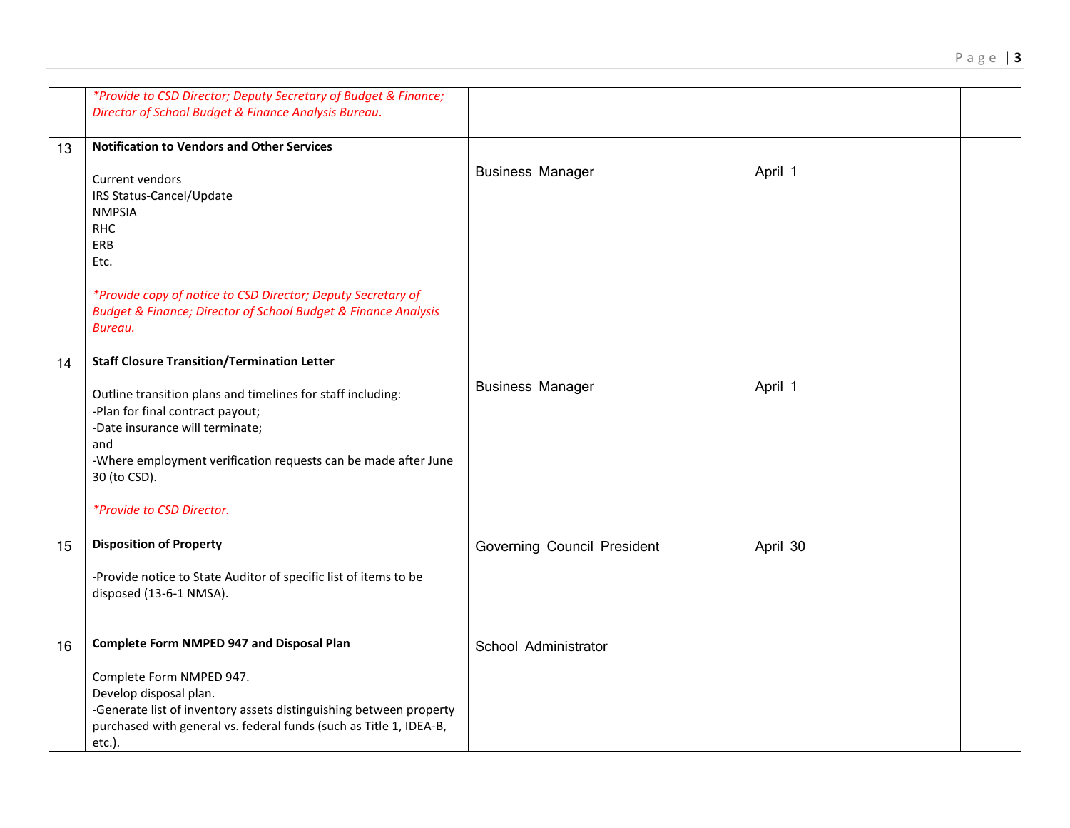| | | | | |
|---|---|---|---|---|
| | *\*Provide to CSD Director; Deputy Secretary of Budget & Finance; Director of School Budget & Finance Analysis Bureau.* | | | |
| 13 | **Notification to Vendors and Other Services**<br><br>Current vendors<br>IRS Status-Cancel/Update<br>NMPSIA<br>RHC<br>ERB<br>Etc.<br><br>*\*Provide copy of notice to CSD Director; Deputy Secretary of Budget & Finance; Director of School Budget & Finance Analysis Bureau.* | Business Manager | April 1 | |
| 14 | **Staff Closure Transition/Termination Letter**<br><br>Outline transition plans and timelines for staff including:<br>-Plan for final contract payout;<br>-Date insurance will terminate;<br>and<br>-Where employment verification requests can be made after June 30 (to CSD).<br><br>*\*Provide to CSD Director.* | Business Manager | April 1 | |
| 15 | **Disposition of Property**<br><br>-Provide notice to State Auditor of specific list of items to be disposed (13-6-1 NMSA). | Governing Council President | April 30 | |
| 16 | **Complete Form NMPED 947 and Disposal Plan**<br><br>Complete Form NMPED 947.<br>Develop disposal plan.<br>-Generate list of inventory assets distinguishing between property purchased with general vs. federal funds (such as Title 1, IDEA-B, etc.). | School Administrator | | |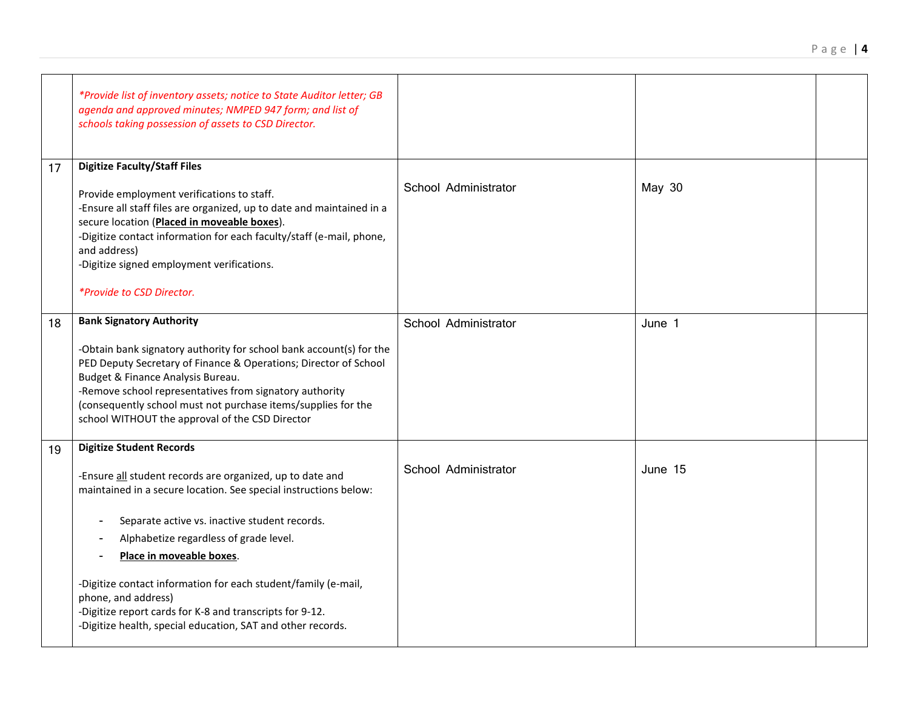| | | | | |
|---|---|---|---|---|
| | *\*Provide list of inventory assets; notice to State Auditor letter; GB agenda and approved minutes; NMPED 947 form; and list of schools taking possession of assets to CSD Director.* | | | |
| 17 | **Digitize Faculty/Staff Files**<br><br>Provide employment verifications to staff.<br>-Ensure all staff files are organized, up to date and maintained in a secure location (**<u>Placed in moveable boxes</u>**).<br>-Digitize contact information for each faculty/staff (e-mail, phone, and address)<br>-Digitize signed employment verifications.<br><br>*\*Provide to CSD Director.* | School Administrator | May 30 | |
| 18 | **Bank Signatory Authority**<br><br>-Obtain bank signatory authority for school bank account(s) for the PED Deputy Secretary of Finance & Operations; Director of School Budget & Finance Analysis Bureau.<br>-Remove school representatives from signatory authority (consequently school must not purchase items/supplies for the school WITHOUT the approval of the CSD Director | School Administrator | June 1 | |
| 19 | **Digitize Student Records**<br><br>-Ensure <u>all</u> student records are organized, up to date and maintained in a secure location. See special instructions below:<br><br>- Separate active vs. inactive student records.<br>- Alphabetize regardless of grade level.<br>- **<u>Place in moveable boxes</u>**.<br><br>-Digitize contact information for each student/family (e-mail, phone, and address)<br>-Digitize report cards for K-8 and transcripts for 9-12.<br>-Digitize health, special education, SAT and other records. | School Administrator | June 15 | |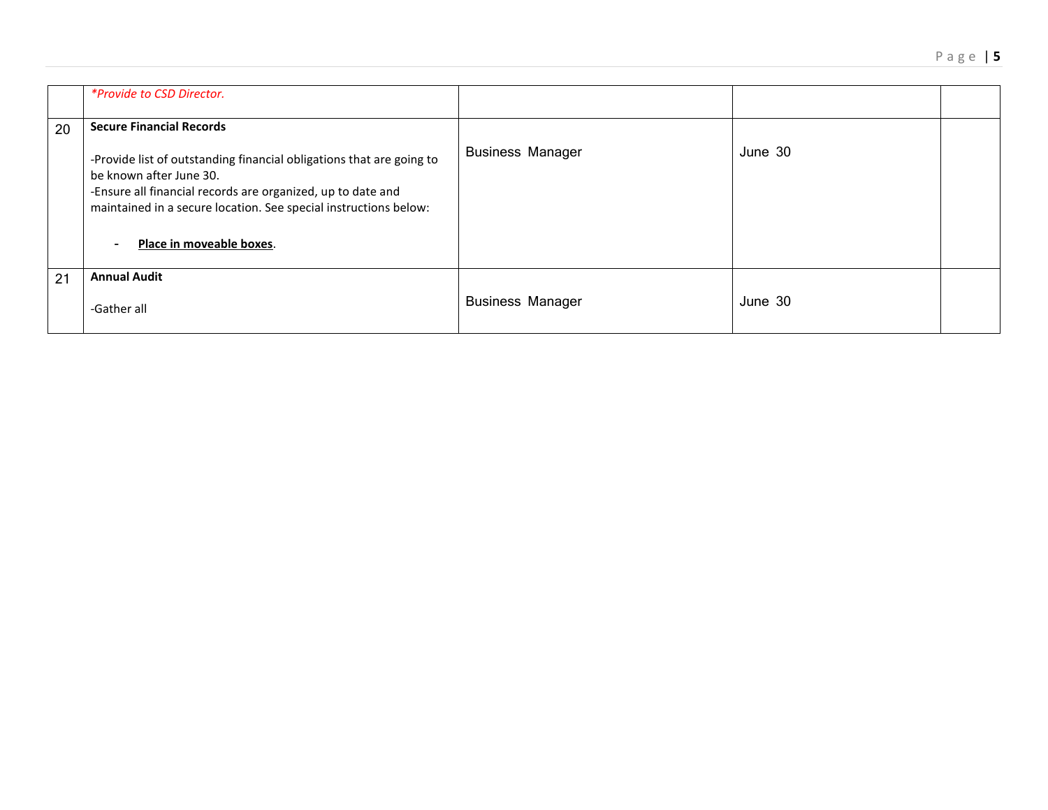| | | | | |
|---|---|---|---|---|
| | *\*Provide to CSD Director.* | | | |
| 20 | **Secure Financial Records**<br><br>-Provide list of outstanding financial obligations that are going to be known after June 30.<br>-Ensure all financial records are organized, up to date and maintained in a secure location. See special instructions below:<br><br>- **Place in moveable boxes**. | Business Manager | June 30 | |
| 21 | **Annual Audit**<br><br>-Gather all | Business Manager | June 30 | |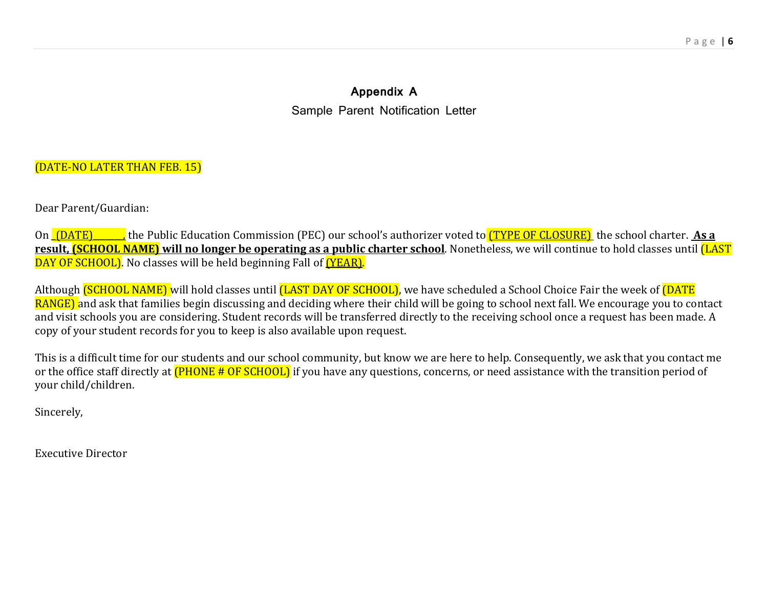## Appendix A

Sample Parent Notification Letter

(DATE-NO LATER THAN FEB. 15)

Dear Parent/Guardian:

On _(DATE)_______, the Public Education Commission (PEC) our school's authorizer voted to (TYPE OF CLOSURE) the school charter. **As a result, (SCHOOL NAME) will no longer be operating as a public charter school**. Nonetheless, we will continue to hold classes until (LAST DAY OF SCHOOL). No classes will be held beginning Fall of (YEAR).

Although (SCHOOL NAME) will hold classes until (LAST DAY OF SCHOOL), we have scheduled a School Choice Fair the week of (DATE RANGE) and ask that families begin discussing and deciding where their child will be going to school next fall. We encourage you to contact and visit schools you are considering. Student records will be transferred directly to the receiving school once a request has been made. A copy of your student records for you to keep is also available upon request.

This is a difficult time for our students and our school community, but know we are here to help. Consequently, we ask that you contact me or the office staff directly at (PHONE # OF SCHOOL) if you have any questions, concerns, or need assistance with the transition period of your child/children.

Sincerely,

Executive Director